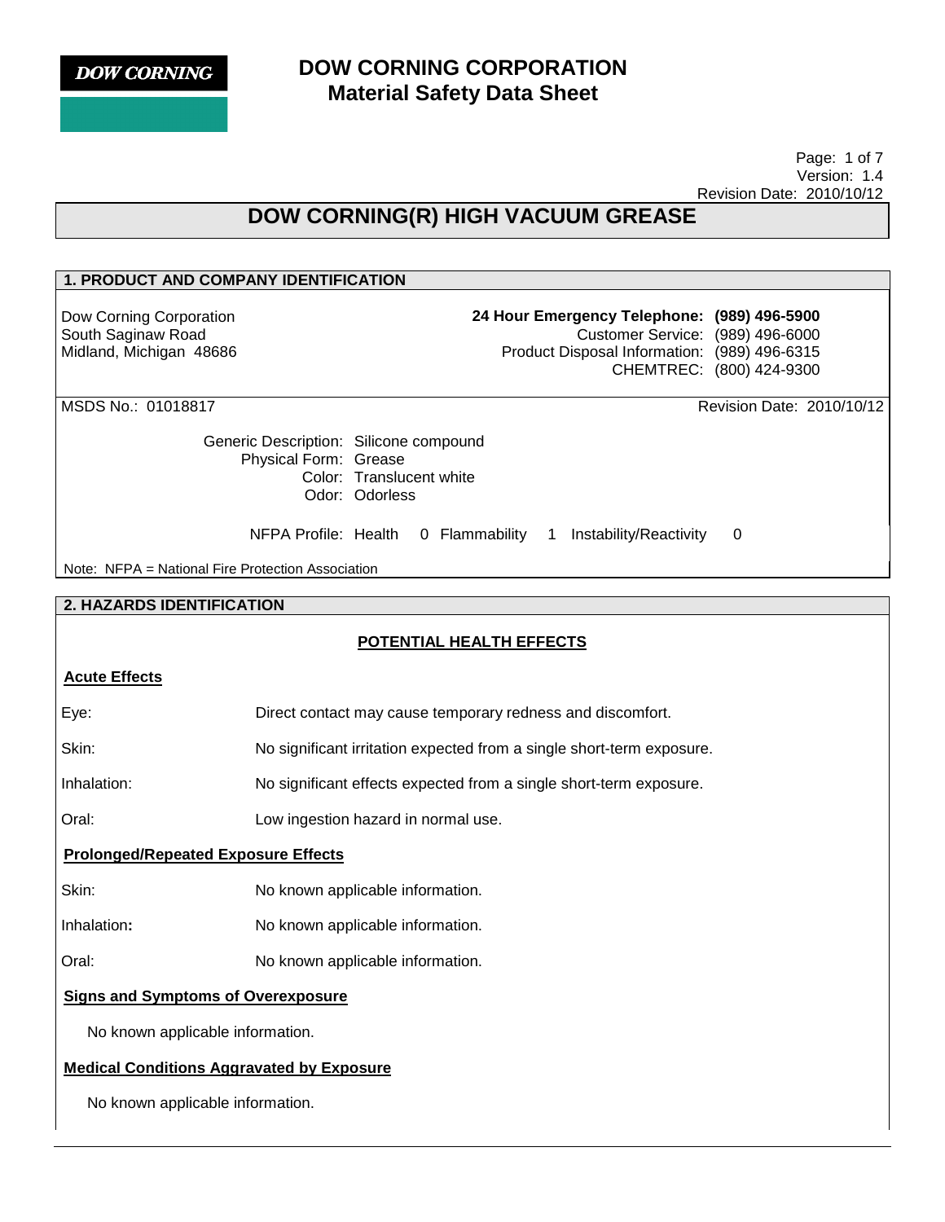DOW CORNING

# DOW CORNING CORPORATION
# Material Safety Data Sheet

Page: 1 of 7
Version: 1.4
Revision Date: 2010/10/12

# DOW CORNING(R) HIGH VACUUM GREASE

## 1. PRODUCT AND COMPANY IDENTIFICATION

Dow Corning Corporation
South Saginaw Road
Midland, Michigan 48686

**24 Hour Emergency Telephone: (989) 496-5900**
Customer Service: (989) 496-6000
Product Disposal Information: (989) 496-6315
CHEMTREC: (800) 424-9300

MSDS No.: 01018817

Revision Date: 2010/10/12

Generic Description: Silicone compound
Physical Form: Grease
Color: Translucent white
Odor: Odorless

NFPA Profile: Health 0 Flammability 1 Instability/Reactivity 0

Note: NFPA = National Fire Protection Association

## 2. HAZARDS IDENTIFICATION

### POTENTIAL HEALTH EFFECTS

**Acute Effects**

Eye: Direct contact may cause temporary redness and discomfort.

Skin: No significant irritation expected from a single short-term exposure.

Inhalation: No significant effects expected from a single short-term exposure.

Oral: Low ingestion hazard in normal use.

**Prolonged/Repeated Exposure Effects**

Skin: No known applicable information.

Inhalation: No known applicable information.

Oral: No known applicable information.

**Signs and Symptoms of Overexposure**

No known applicable information.

**Medical Conditions Aggravated by Exposure**

No known applicable information.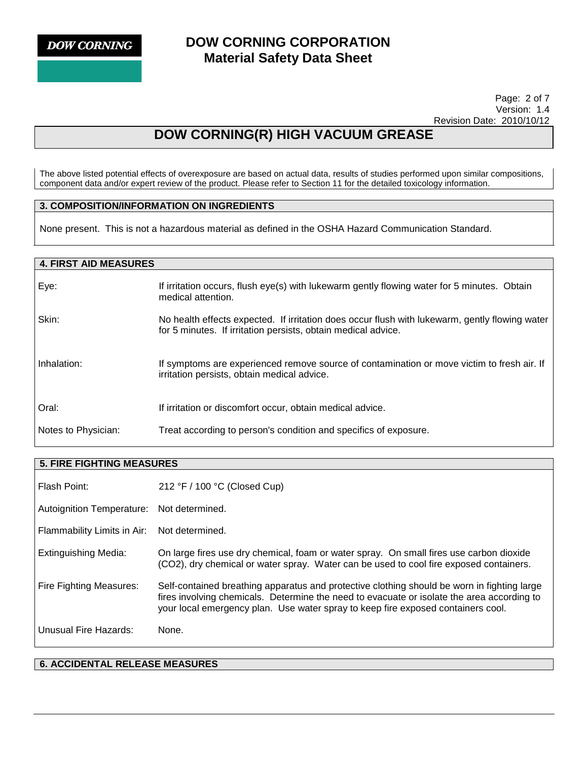The above listed potential effects of overexposure are based on actual data, results of studies performed upon similar compositions, component data and/or expert review of the product. Please refer to Section 11 for the detailed toxicology information.

## 3. COMPOSITION/INFORMATION ON INGREDIENTS

None present. This is not a hazardous material as defined in the OSHA Hazard Communication Standard.

## 4. FIRST AID MEASURES

| | |
|---|---|
| Eye: | If irritation occurs, flush eye(s) with lukewarm gently flowing water for 5 minutes. Obtain medical attention. |
| Skin: | No health effects expected. If irritation does occur flush with lukewarm, gently flowing water for 5 minutes. If irritation persists, obtain medical advice. |
| Inhalation: | If symptoms are experienced remove source of contamination or move victim to fresh air. If irritation persists, obtain medical advice. |
| Oral: | If irritation or discomfort occur, obtain medical advice. |
| Notes to Physician: | Treat according to person's condition and specifics of exposure. |

## 5. FIRE FIGHTING MEASURES

| | |
|---|---|
| Flash Point: | 212 °F / 100 °C (Closed Cup) |
| Autoignition Temperature: | Not determined. |
| Flammability Limits in Air: | Not determined. |
| Extinguishing Media: | On large fires use dry chemical, foam or water spray. On small fires use carbon dioxide ($CO_2$), dry chemical or water spray. Water can be used to cool fire exposed containers. |
| Fire Fighting Measures: | Self-contained breathing apparatus and protective clothing should be worn in fighting large fires involving chemicals. Determine the need to evacuate or isolate the area according to your local emergency plan. Use water spray to keep fire exposed containers cool. |
| Unusual Fire Hazards: | None. |

## 6. ACCIDENTAL RELEASE MEASURES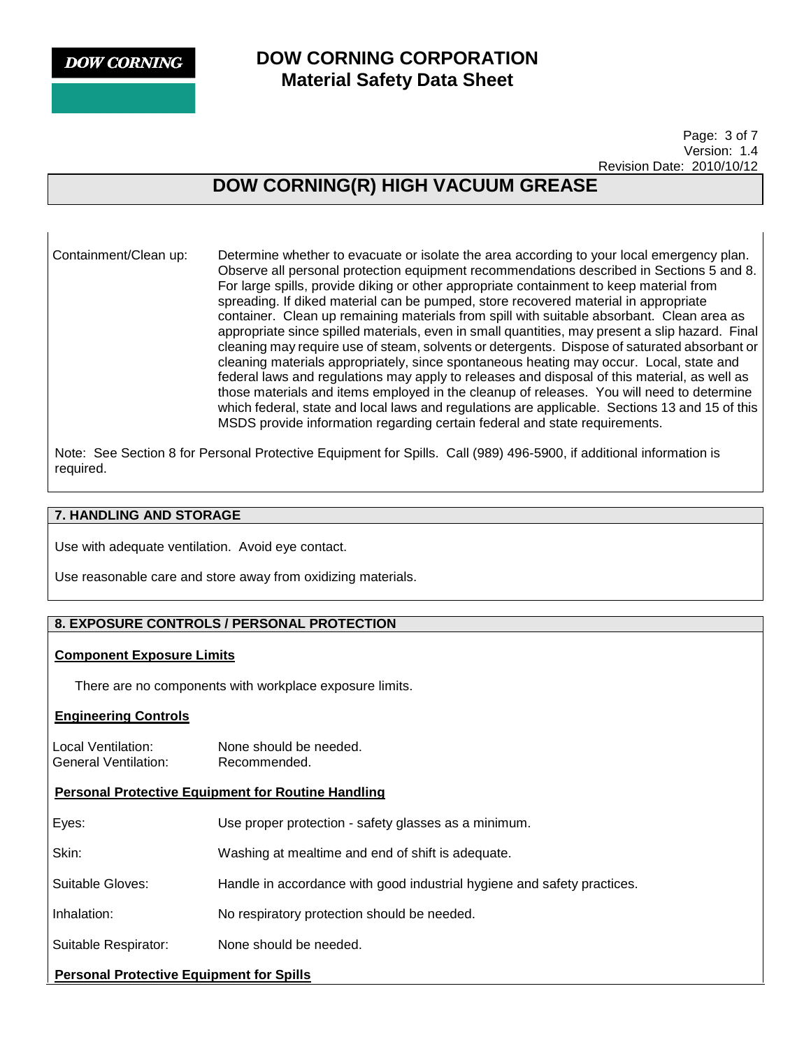| | |
|---|---|
| Containment/Clean up: | Determine whether to evacuate or isolate the area according to your local emergency plan. Observe all personal protection equipment recommendations described in Sections 5 and 8. For large spills, provide diking or other appropriate containment to keep material from spreading. If diked material can be pumped, store recovered material in appropriate container. Clean up remaining materials from spill with suitable absorbant. Clean area as appropriate since spilled materials, even in small quantities, may present a slip hazard. Final cleaning may require use of steam, solvents or detergents. Dispose of saturated absorbant or cleaning materials appropriately, since spontaneous heating may occur. Local, state and federal laws and regulations may apply to releases and disposal of this material, as well as those materials and items employed in the cleanup of releases. You will need to determine which federal, state and local laws and regulations are applicable. Sections 13 and 15 of this MSDS provide information regarding certain federal and state requirements. |

Note: See Section 8 for Personal Protective Equipment for Spills. Call (989) 496-5900, if additional information is required.

## 7. HANDLING AND STORAGE

Use with adequate ventilation. Avoid eye contact.

Use reasonable care and store away from oxidizing materials.

## 8. EXPOSURE CONTROLS / PERSONAL PROTECTION

**Component Exposure Limits**

There are no components with workplace exposure limits.

**Engineering Controls**

| | |
|---|---|
| Local Ventilation: | None should be needed. |
| General Ventilation: | Recommended. |

**Personal Protective Equipment for Routine Handling**

| | |
|---|---|
| Eyes: | Use proper protection - safety glasses as a minimum. |
| Skin: | Washing at mealtime and end of shift is adequate. |
| Suitable Gloves: | Handle in accordance with good industrial hygiene and safety practices. |
| Inhalation: | No respiratory protection should be needed. |
| Suitable Respirator: | None should be needed. |

**Personal Protective Equipment for Spills**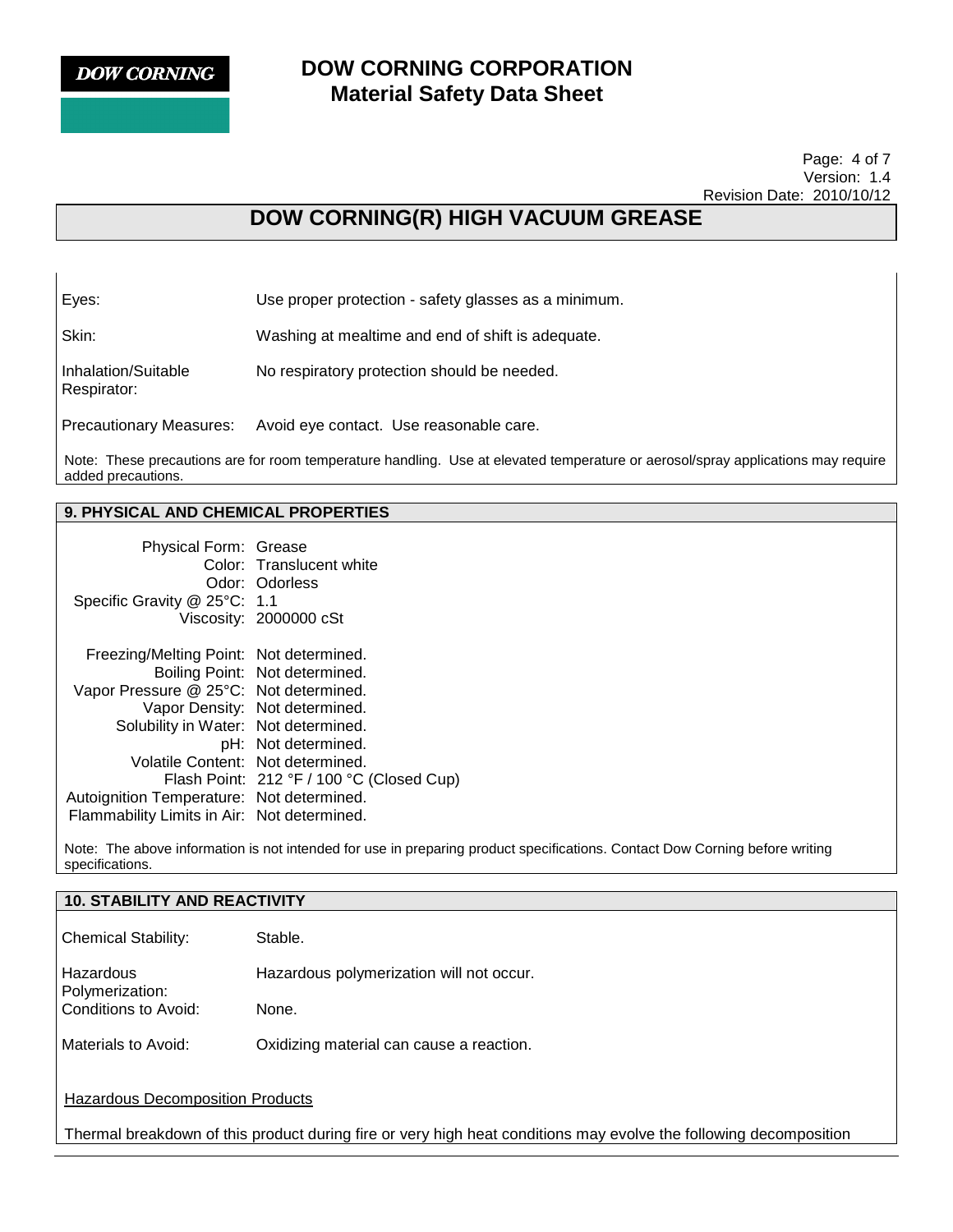| | |
|---|---|
| Eyes: | Use proper protection - safety glasses as a minimum. |
| Skin: | Washing at mealtime and end of shift is adequate. |
| Inhalation/Suitable Respirator: | No respiratory protection should be needed. |
| Precautionary Measures: | Avoid eye contact. Use reasonable care. |

Note: These precautions are for room temperature handling. Use at elevated temperature or aerosol/spray applications may require added precautions.

## 9. PHYSICAL AND CHEMICAL PROPERTIES

| | |
|---|---|
| Physical Form: | Grease |
| Color: | Translucent white |
| Odor: | Odorless |
| Specific Gravity @ 25°C: | 1.1 |
| Viscosity: | 2000000 cSt |
| Freezing/Melting Point: | Not determined. |
| Boiling Point: | Not determined. |
| Vapor Pressure @ 25°C: | Not determined. |
| Vapor Density: | Not determined. |
| Solubility in Water: | Not determined. |
| pH: | Not determined. |
| Volatile Content: | Not determined. |
| Flash Point: | 212 °F / 100 °C (Closed Cup) |
| Autoignition Temperature: | Not determined. |
| Flammability Limits in Air: | Not determined. |

Note: The above information is not intended for use in preparing product specifications. Contact Dow Corning before writing specifications.

## 10. STABILITY AND REACTIVITY

| | |
|---|---|
| Chemical Stability: | Stable. |
| Hazardous Polymerization: | Hazardous polymerization will not occur. |
| Conditions to Avoid: | None. |
| Materials to Avoid: | Oxidizing material can cause a reaction. |

Hazardous Decomposition Products

Thermal breakdown of this product during fire or very high heat conditions may evolve the following decomposition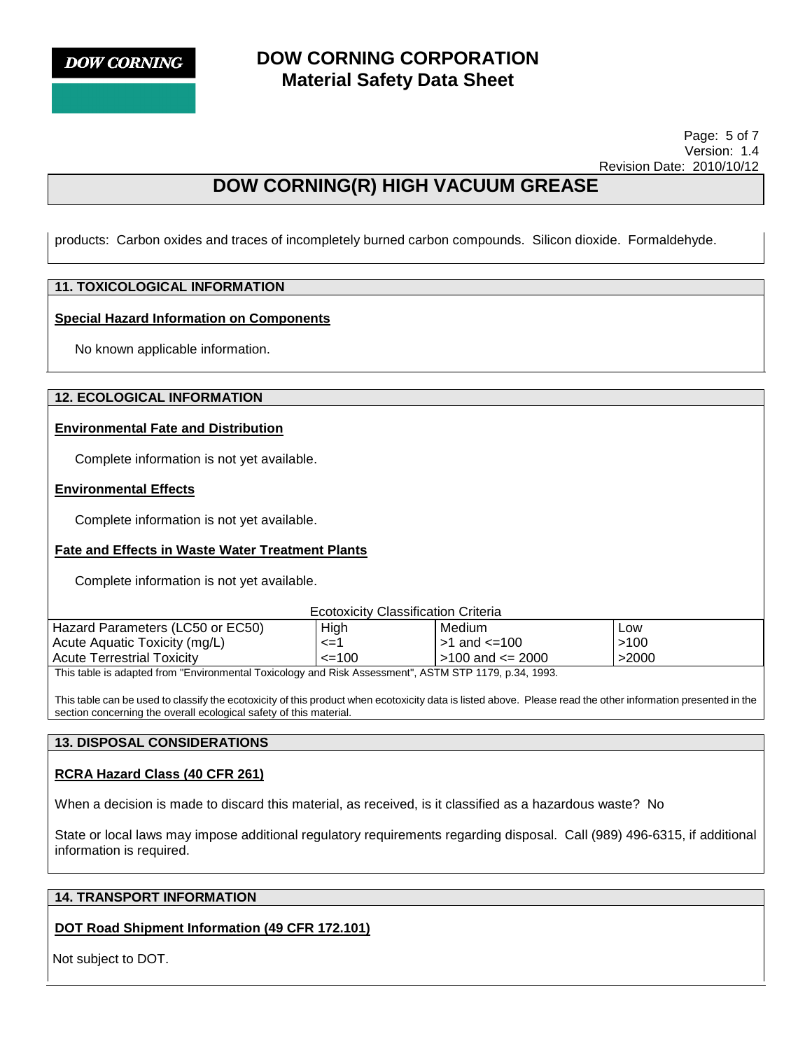products: Carbon oxides and traces of incompletely burned carbon compounds. Silicon dioxide. Formaldehyde.

## 11. TOXICOLOGICAL INFORMATION

### Special Hazard Information on Components

No known applicable information.

## 12. ECOLOGICAL INFORMATION

### Environmental Fate and Distribution

Complete information is not yet available.

### Environmental Effects

Complete information is not yet available.

### Fate and Effects in Waste Water Treatment Plants

Complete information is not yet available.

Ecotoxicity Classification Criteria

| Hazard Parameters (LC50 or EC50) | High | Medium | Low |
|---|---|---|---|
| Acute Aquatic Toxicity (mg/L) | <=1 | >1 and <=100 | >100 |
| Acute Terrestrial Toxicity | <=100 | >100 and <= 2000 | >2000 |

This table is adapted from "Environmental Toxicology and Risk Assessment", ASTM STP 1179, p.34, 1993.

This table can be used to classify the ecotoxicity of this product when ecotoxicity data is listed above. Please read the other information presented in the section concerning the overall ecological safety of this material.

## 13. DISPOSAL CONSIDERATIONS

### RCRA Hazard Class (40 CFR 261)

When a decision is made to discard this material, as received, is it classified as a hazardous waste? No

State or local laws may impose additional regulatory requirements regarding disposal. Call (989) 496-6315, if additional information is required.

## 14. TRANSPORT INFORMATION

### DOT Road Shipment Information (49 CFR 172.101)

Not subject to DOT.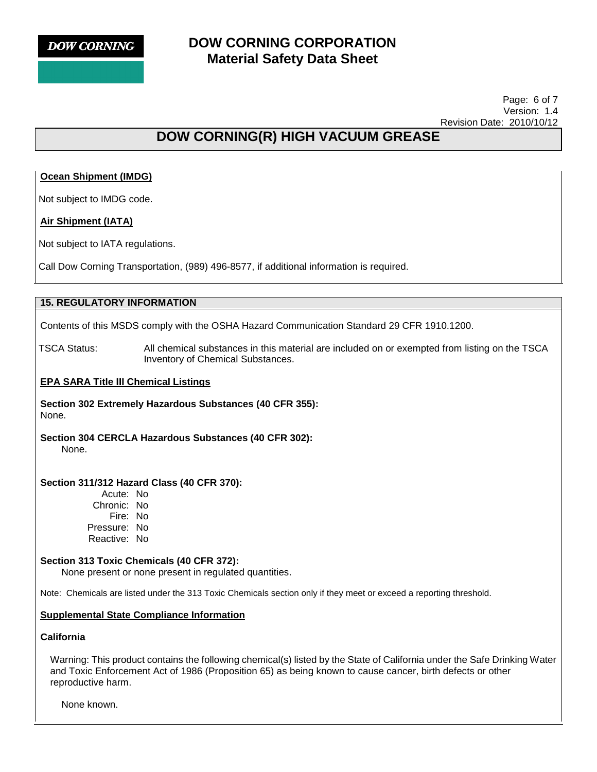**Ocean Shipment (IMDG)**

Not subject to IMDG code.

**Air Shipment (IATA)**

Not subject to IATA regulations.

Call Dow Corning Transportation, (989) 496-8577, if additional information is required.

## 15. REGULATORY INFORMATION

Contents of this MSDS comply with the OSHA Hazard Communication Standard 29 CFR 1910.1200.

TSCA Status: All chemical substances in this material are included on or exempted from listing on the TSCA Inventory of Chemical Substances.

**EPA SARA Title III Chemical Listings**

**Section 302 Extremely Hazardous Substances (40 CFR 355):**
None.

**Section 304 CERCLA Hazardous Substances (40 CFR 302):**
None.

**Section 311/312 Hazard Class (40 CFR 370):**

Acute: No
Chronic: No
Fire: No
Pressure: No
Reactive: No

**Section 313 Toxic Chemicals (40 CFR 372):**
None present or none present in regulated quantities.

Note: Chemicals are listed under the 313 Toxic Chemicals section only if they meet or exceed a reporting threshold.

**Supplemental State Compliance Information**

**California**

Warning: This product contains the following chemical(s) listed by the State of California under the Safe Drinking Water and Toxic Enforcement Act of 1986 (Proposition 65) as being known to cause cancer, birth defects or other reproductive harm.

None known.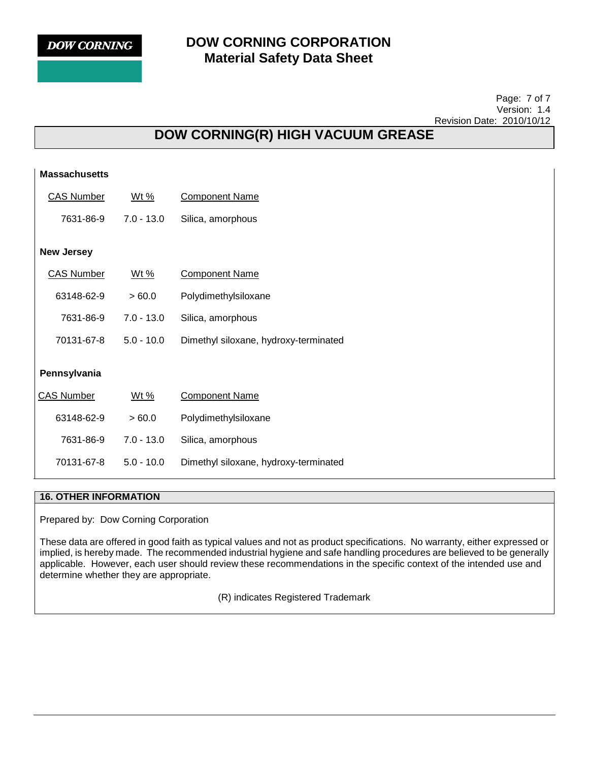**Massachusetts**

| CAS Number | Wt % | Component Name |
|---|---|---|
| 7631-86-9 | 7.0 - 13.0 | Silica, amorphous |

**New Jersey**

| CAS Number | Wt % | Component Name |
|---|---|---|
| 63148-62-9 | > 60.0 | Polydimethylsiloxane |
| 7631-86-9 | 7.0 - 13.0 | Silica, amorphous |
| 70131-67-8 | 5.0 - 10.0 | Dimethyl siloxane, hydroxy-terminated |

**Pennsylvania**

| CAS Number | Wt % | Component Name |
|---|---|---|
| 63148-62-9 | > 60.0 | Polydimethylsiloxane |
| 7631-86-9 | 7.0 - 13.0 | Silica, amorphous |
| 70131-67-8 | 5.0 - 10.0 | Dimethyl siloxane, hydroxy-terminated |

## 16. OTHER INFORMATION

Prepared by: Dow Corning Corporation

These data are offered in good faith as typical values and not as product specifications. No warranty, either expressed or implied, is hereby made. The recommended industrial hygiene and safe handling procedures are believed to be generally applicable. However, each user should review these recommendations in the specific context of the intended use and determine whether they are appropriate.

(R) indicates Registered Trademark